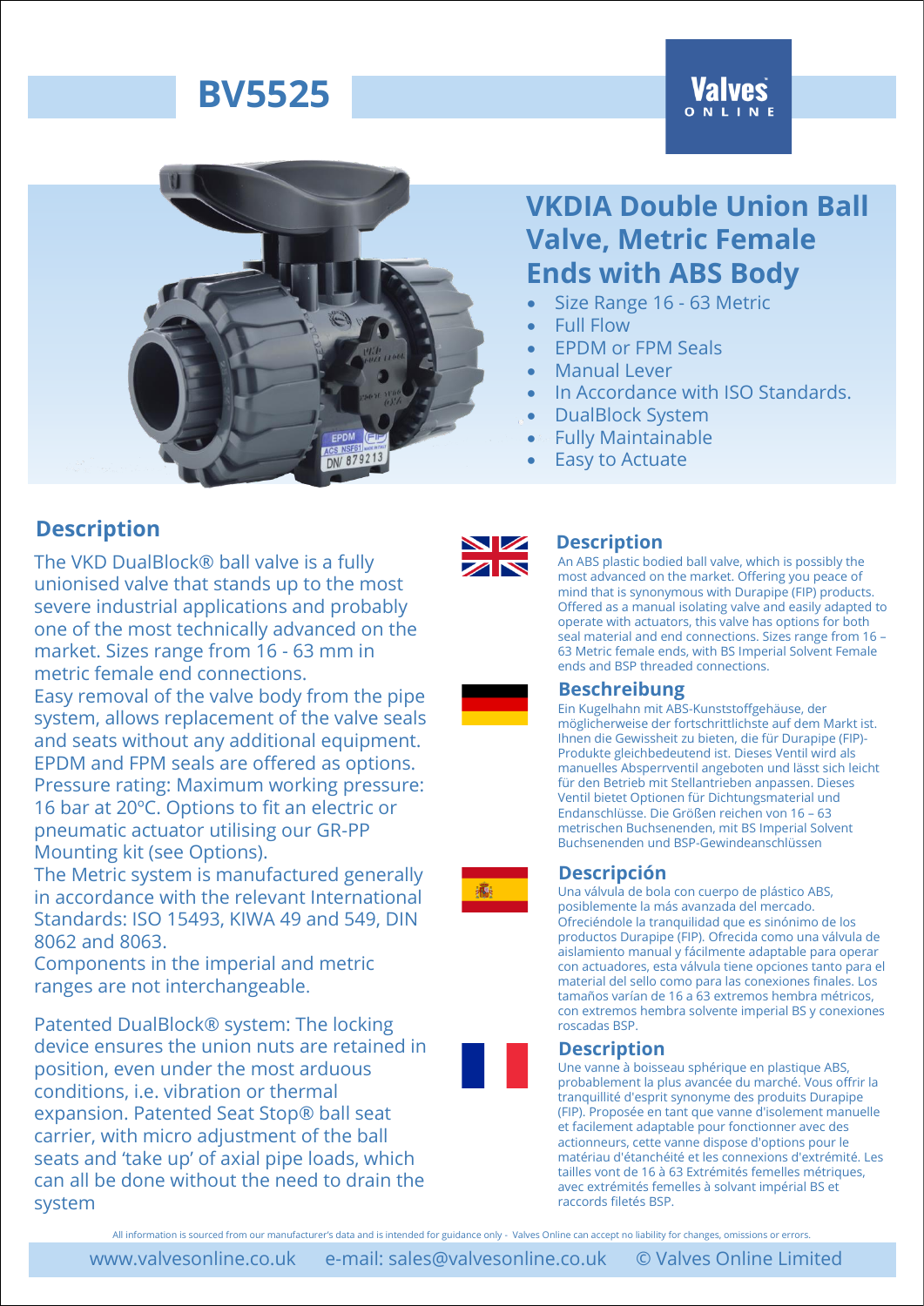# BV5525

## VKDIA Double Union Ball Valve, Metric Female Ends with ABS Body

- Size Range 16 - 63 Metric
- Full Flow
- EPDM or FPM Seals
- Manual Lever
- In Accordance with ISO Standards.
- DualBlock System
- Fully Maintainable
- Easy to Actuate

## Description

The VKD DualBlock® ball valve is a fully unionised valve that stands up to the most severe industrial applications and probably one of the most technically advanced on the market. Sizes range from 16 - 63 mm in metric female end connections.

Easy removal of the valve body from the pipe system, allows replacement of the valve seals and seats without any additional equipment. EPDM and FPM seals are offered as options. Pressure rating: Maximum working pressure: 16 bar at 20ºC. Options to fit an electric or pneumatic actuator utilising our GR-PP Mounting kit (see Options).

The Metric system is manufactured generally in accordance with the relevant International Standards: ISO 15493, KIWA 49 and 549, DIN 8062 and 8063.

Components in the imperial and metric ranges are not interchangeable.

Patented DualBlock® system: The locking device ensures the union nuts are retained in position, even under the most arduous conditions, i.e. vibration or thermal expansion. Patented Seat Stop® ball seat carrier, with micro adjustment of the ball seats and 'take up' of axial pipe loads, which can all be done without the need to drain the system

### Description

An ABS plastic bodied ball valve, which is possibly the most advanced on the market. Offering you peace of mind that is synonymous with Durapipe (FIP) products. Offered as a manual isolating valve and easily adapted to operate with actuators, this valve has options for both seal material and end connections. Sizes range from 16 – 63 Metric female ends, with BS Imperial Solvent Female ends and BSP threaded connections.

### Beschreibung

Ein Kugelhahn mit ABS-Kunststoffgehäuse, der möglicherweise der fortschrittlichste auf dem Markt ist. Ihnen die Gewissheit zu bieten, die für Durapipe (FIP)-Produkte gleichbedeutend ist. Dieses Ventil wird als manuelles Absperrventil angeboten und lässt sich leicht für den Betrieb mit Stellantrieben anpassen. Dieses Ventil bietet Optionen für Dichtungsmaterial und Endanschlüsse. Die Größen reichen von 16 – 63 metrischen Buchsenenden, mit BS Imperial Solvent Buchsenenden und BSP-Gewindeanschlüssen

### Descripción

Una válvula de bola con cuerpo de plástico ABS, posiblemente la más avanzada del mercado. Ofreciéndole la tranquilidad que es sinónimo de los productos Durapipe (FIP). Ofrecida como una válvula de aislamiento manual y fácilmente adaptable para operar con actuadores, esta válvula tiene opciones tanto para el material del sello como para las conexiones finales. Los tamaños varían de 16 a 63 extremos hembra métricos, con extremos hembra solvente imperial BS y conexiones roscadas BSP.

### Description

Une vanne à boisseau sphérique en plastique ABS, probablement la plus avancée du marché. Vous offrir la tranquillité d'esprit synonyme des produits Durapipe (FIP). Proposée en tant que vanne d'isolement manuelle et facilement adaptable pour fonctionner avec des actionneurs, cette vanne dispose d'options pour le matériau d'étanchéité et les connexions d'extrémité. Les tailles vont de 16 à 63 Extrémités femelles métriques, avec extrémités femelles à solvant impérial BS et raccords filetés BSP.

All information is sourced from our manufacturer's data and is intended for guidance only - Valves Online can accept no liability for changes, omissions or errors.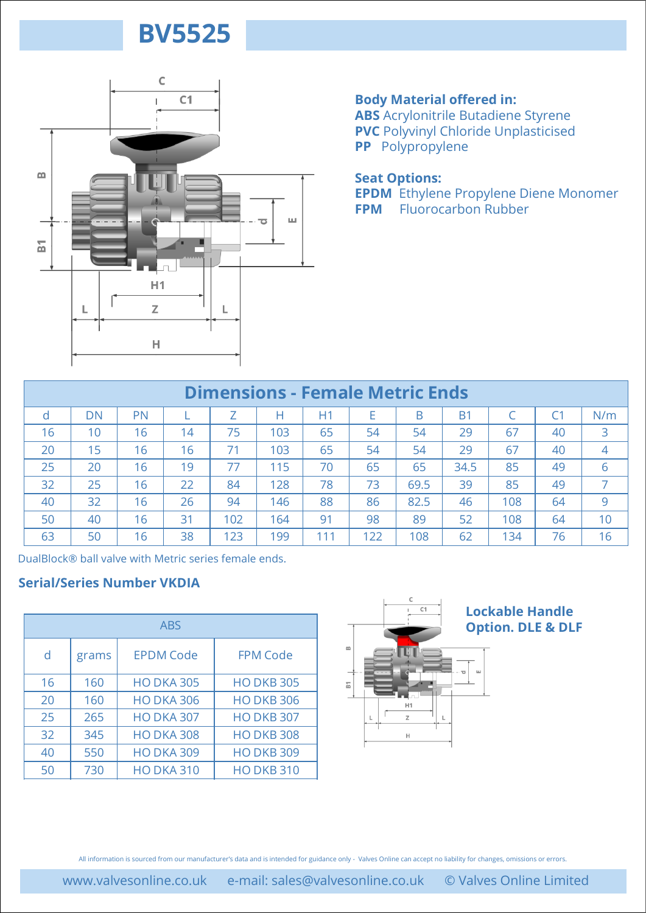# BV5525

**Body Material offered in:**
**ABS** Acrylonitrile Butadiene Styrene
**PVC** Polyvinyl Chloride Unplasticised
**PP** Polypropylene

**Seat Options:**
**EPDM** Ethylene Propylene Diene Monomer
**FPM** Fluorocarbon Rubber

## Dimensions - Female Metric Ends

| d | DN | PN | L | Z | H | H1 | E | B | B1 | C | C1 | N/m |
|---|---|---|---|---|---|---|---|---|---|---|---|---|
| 16 | 10 | 16 | 14 | 75 | 103 | 65 | 54 | 54 | 29 | 67 | 40 | 3 |
| 20 | 15 | 16 | 16 | 71 | 103 | 65 | 54 | 54 | 29 | 67 | 40 | 4 |
| 25 | 20 | 16 | 19 | 77 | 115 | 70 | 65 | 65 | 34.5 | 85 | 49 | 6 |
| 32 | 25 | 16 | 22 | 84 | 128 | 78 | 73 | 69.5 | 39 | 85 | 49 | 7 |
| 40 | 32 | 16 | 26 | 94 | 146 | 88 | 86 | 82.5 | 46 | 108 | 64 | 9 |
| 50 | 40 | 16 | 31 | 102 | 164 | 91 | 98 | 89 | 52 | 108 | 64 | 10 |
| 63 | 50 | 16 | 38 | 123 | 199 | 111 | 122 | 108 | 62 | 134 | 76 | 16 |

DualBlock® ball valve with Metric series female ends.

### Serial/Series Number VKDIA

| ABS | | | |
|---|---|---|---|
| d | grams | EPDM Code | FPM Code |
| 16 | 160 | HO DKA 305 | HO DKB 305 |
| 20 | 160 | HO DKA 306 | HO DKB 306 |
| 25 | 265 | HO DKA 307 | HO DKB 307 |
| 32 | 345 | HO DKA 308 | HO DKB 308 |
| 40 | 550 | HO DKA 309 | HO DKB 309 |
| 50 | 730 | HO DKA 310 | HO DKB 310 |

**Lockable Handle Option. DLE & DLF**

All information is sourced from our manufacturer's data and is intended for guidance only - Valves Online can accept no liability for changes, omissions or errors.

www.valvesonline.co.uk e-mail: sales@valvesonline.co.uk © Valves Online Limited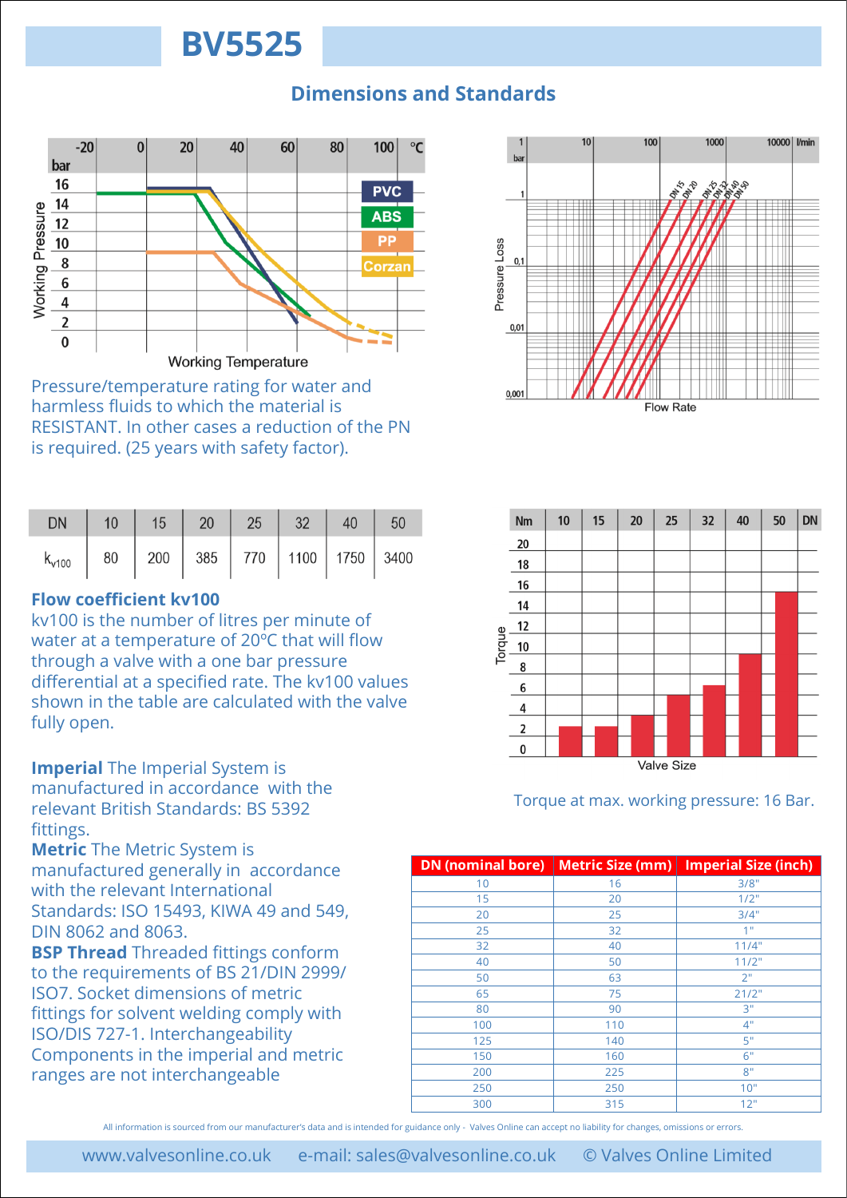# BV5525

## Dimensions and Standards

Pressure/temperature rating for water and harmless fluids to which the material is RESISTANT. In other cases a reduction of the PN is required. (25 years with safety factor).

| DN | 10 | 15 | 20 | 25 | 32 | 40 | 50 |
|---|---|---|---|---|---|---|---|
| $k_{v100}$ | 80 | 200 | 385 | 770 | 1100 | 1750 | 3400 |

**Flow coefficient kv100**
kv100 is the number of litres per minute of water at a temperature of 20ºC that will flow through a valve with a one bar pressure differential at a specified rate. The kv100 values shown in the table are calculated with the valve fully open.

**Imperial** The Imperial System is manufactured in accordance with the relevant British Standards: BS 5392 fittings.
**Metric** The Metric System is manufactured generally in accordance with the relevant International Standards: ISO 15493, KIWA 49 and 549, DIN 8062 and 8063.
**BSP Thread** Threaded fittings conform to the requirements of BS 21/DIN 2999/ ISO7. Socket dimensions of metric fittings for solvent welding comply with ISO/DIS 727-1. Interchangeability Components in the imperial and metric ranges are not interchangeable

Torque at max. working pressure: 16 Bar.

| DN (nominal bore) | Metric Size (mm) | Imperial Size (inch) |
|---|---|---|
| 10 | 16 | 3/8" |
| 15 | 20 | 1/2" |
| 20 | 25 | 3/4" |
| 25 | 32 | 1" |
| 32 | 40 | 11/4" |
| 40 | 50 | 11/2" |
| 50 | 63 | 2" |
| 65 | 75 | 21/2" |
| 80 | 90 | 3" |
| 100 | 110 | 4" |
| 125 | 140 | 5" |
| 150 | 160 | 6" |
| 200 | 225 | 8" |
| 250 | 250 | 10" |
| 300 | 315 | 12" |

All information is sourced from our manufacturer's data and is intended for guidance only - Valves Online can accept no liability for changes, omissions or errors.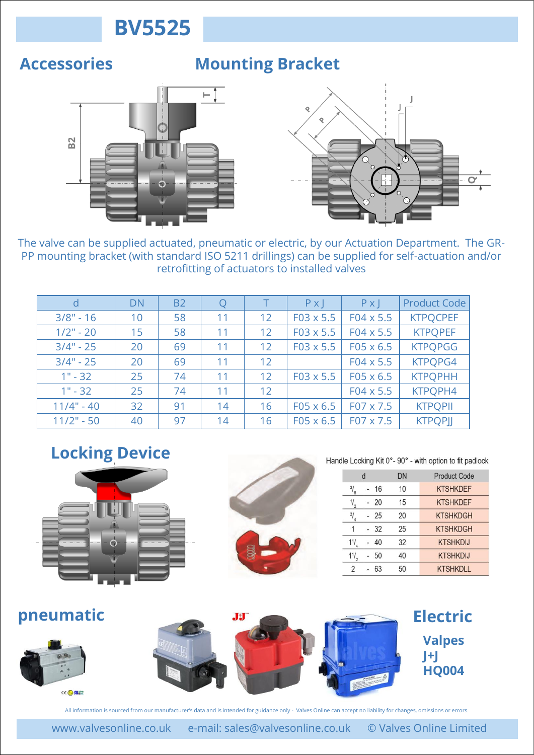# BV5525

## Accessories

## Mounting Bracket

B2

T

P

P

J

J

Q

The valve can be supplied actuated, pneumatic or electric, by our Actuation Department. The GR-PP mounting bracket (with standard ISO 5211 drillings) can be supplied for self-actuation and/or retrofitting of actuators to installed valves

| d | DN | B2 | Q | T | P x J | P x J | Product Code |
|---|---|---|---|---|---|---|---|
| 3/8" - 16 | 10 | 58 | 11 | 12 | F03 x 5.5 | F04 x 5.5 | KTPQCPEF |
| 1/2" - 20 | 15 | 58 | 11 | 12 | F03 x 5.5 | F04 x 5.5 | KTPQPEF |
| 3/4" - 25 | 20 | 69 | 11 | 12 | F03 x 5.5 | F05 x 6.5 | KTPQPGG |
| 3/4" - 25 | 20 | 69 | 11 | 12 | | F04 x 5.5 | KTPQPG4 |
| 1" - 32 | 25 | 74 | 11 | 12 | F03 x 5.5 | F05 x 6.5 | KTPQPHH |
| 1" - 32 | 25 | 74 | 11 | 12 | | F04 x 5.5 | KTPQPH4 |
| 11/4" - 40 | 32 | 91 | 14 | 16 | F05 x 6.5 | F07 x 7.5 | KTPQPII |
| 11/2" - 50 | 40 | 97 | 14 | 16 | F05 x 6.5 | F07 x 7.5 | KTPQPJJ |

## Locking Device

Handle Locking Kit 0°- 90° - with option to fit padlock

| d | DN | Product Code |
|---|---|---|
| 3/8 - 16 | 10 | KTSHKDEF |
| 1/2 - 20 | 15 | KTSHKDEF |
| 3/4 - 25 | 20 | KTSHKDGH |
| 1 - 32 | 25 | KTSHKDGH |
| 11/4 - 40 | 32 | KTSHKDIJ |
| 11/2 - 50 | 40 | KTSHKDIJ |
| 2 - 63 | 50 | KTSHKDLL |

## pneumatic

## Electric

**Valpes**
**J+J**
**HQ004**

All information is sourced from our manufacturer's data and is intended for guidance only - Valves Online can accept no liability for changes, omissions or errors.

www.valvesonline.co.uk e-mail: sales@valvesonline.co.uk © Valves Online Limited